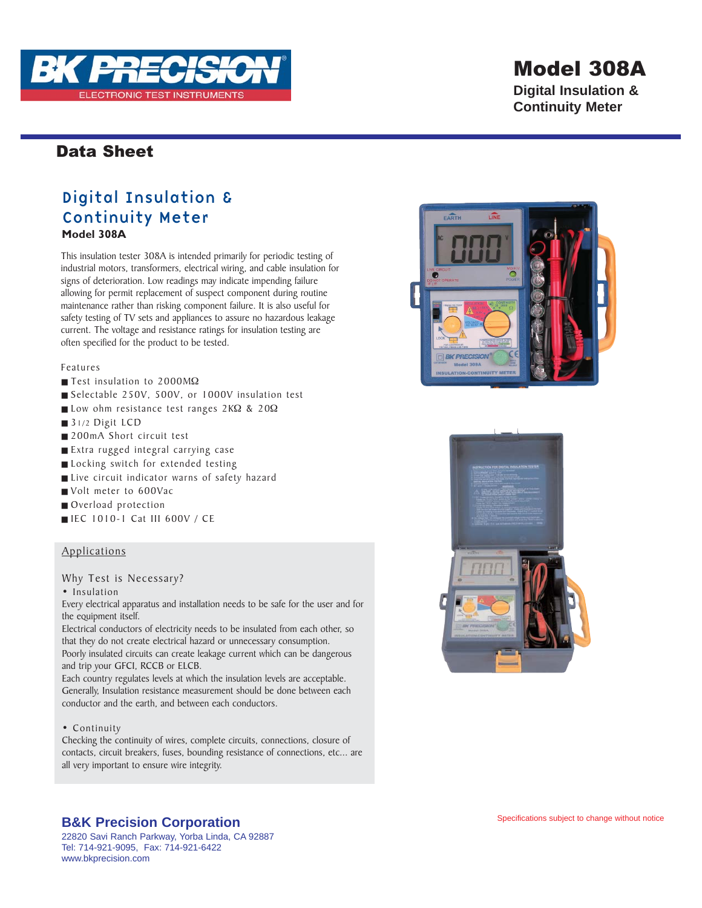# Model 308A

**Digital Insulation & Continuity Meter**

## Data Sheet

## Digital Insulation & Continuity Meter

**Model 308A**

This insulation tester 308A is intended primarily for periodic testing of industrial motors, transformers, electrical wiring, and cable insulation for signs of deterioration. Low readings may indicate impending failure allowing for permit replacement of suspect component during routine maintenance rather than risking component failure. It is also useful for safety testing of TV sets and appliances to assure no hazardous leakage current. The voltage and resistance ratings for insulation testing are often specified for the product to be tested.

### Features

- Test insulation to 2000MΩ
- Selectable 250V, 500V, or 1000V insulation test
- Low ohm resistance test ranges 2KΩ & 20Ω
- 3 1/2 Digit LCD
- 200mA Short circuit test
- Extra rugged integral carrying case
- Locking switch for extended testing
- Live circuit indicator warns of safety hazard
- Volt meter to 600Vac
- Overload protection
- IEC 1010-1 Cat III 600V / CE

### Applications

Why Test is Necessary?

- Insulation

Every electrical apparatus and installation needs to be safe for the user and for the equipment itself.
Electrical conductors of electricity needs to be insulated from each other, so that they do not create electrical hazard or unnecessary consumption.
Poorly insulated circuits can create leakage current which can be dangerous and trip your GFCI, RCCB or ELCB.
Each country regulates levels at which the insulation levels are acceptable.
Generally, Insulation resistance measurement should be done between each conductor and the earth, and between each conductors.

- Continuity

Checking the continuity of wires, complete circuits, connections, closure of contacts, circuit breakers, fuses, bounding resistance of connections, etc... are all very important to ensure wire integrity.

**B&K Precision Corporation**
22820 Savi Ranch Parkway, Yorba Linda, CA 92887
Tel: 714-921-9095, Fax: 714-921-6422
www.bkprecision.com

Specifications subject to change without notice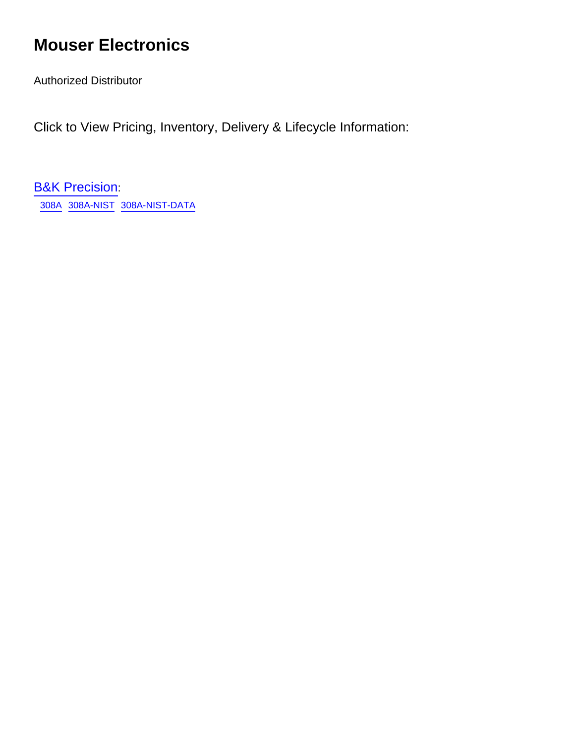# Mouser Electronics

Authorized Distributor

Click to View Pricing, Inventory, Delivery & Lifecycle Information:

B&K Precision:

308A 308A-NIST 308A-NIST-DATA